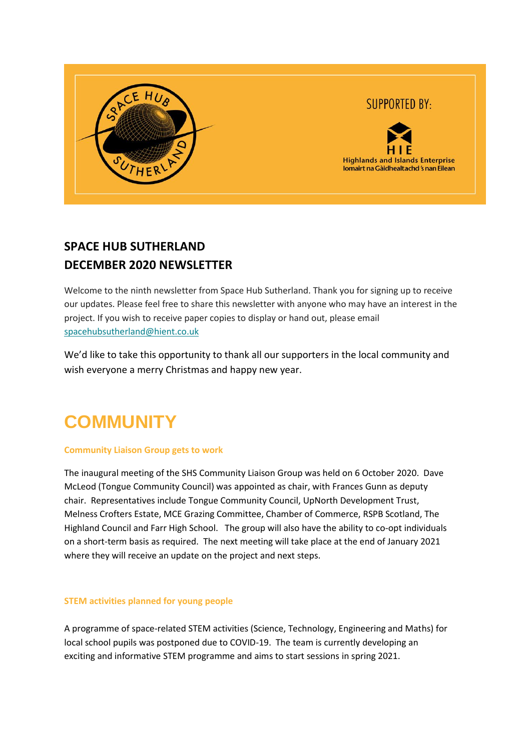SPACE HUB SUTHERLAND

SUPPORTED BY:

HIE
Highlands and Islands Enterprise
Iomairt na Gàidhealtachd 's nan Eilean

## SPACE HUB SUTHERLAND
## DECEMBER 2020 NEWSLETTER

Welcome to the ninth newsletter from Space Hub Sutherland. Thank you for signing up to receive our updates. Please feel free to share this newsletter with anyone who may have an interest in the project. If you wish to receive paper copies to display or hand out, please email spacehubsutherland@hient.co.uk

We'd like to take this opportunity to thank all our supporters in the local community and wish everyone a merry Christmas and happy new year.

# COMMUNITY

### Community Liaison Group gets to work

The inaugural meeting of the SHS Community Liaison Group was held on 6 October 2020. Dave McLeod (Tongue Community Council) was appointed as chair, with Frances Gunn as deputy chair. Representatives include Tongue Community Council, UpNorth Development Trust, Melness Crofters Estate, MCE Grazing Committee, Chamber of Commerce, RSPB Scotland, The Highland Council and Farr High School. The group will also have the ability to co-opt individuals on a short-term basis as required. The next meeting will take place at the end of January 2021 where they will receive an update on the project and next steps.

### STEM activities planned for young people

A programme of space-related STEM activities (Science, Technology, Engineering and Maths) for local school pupils was postponed due to COVID-19. The team is currently developing an exciting and informative STEM programme and aims to start sessions in spring 2021.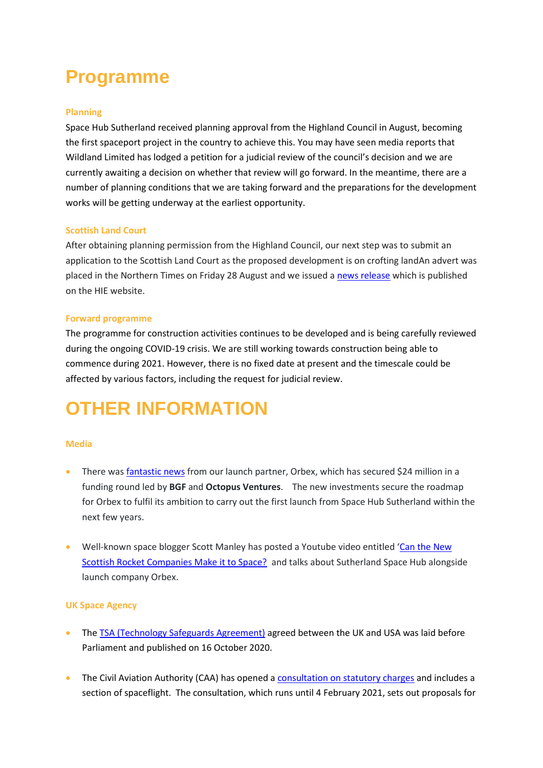# Programme

### Planning

Space Hub Sutherland received planning approval from the Highland Council in August, becoming the first spaceport project in the country to achieve this. You may have seen media reports that Wildland Limited has lodged a petition for a judicial review of the council's decision and we are currently awaiting a decision on whether that review will go forward. In the meantime, there are a number of planning conditions that we are taking forward and the preparations for the development works will be getting underway at the earliest opportunity.

### Scottish Land Court

After obtaining planning permission from the Highland Council, our next step was to submit an application to the Scottish Land Court as the proposed development is on crofting landAn advert was placed in the Northern Times on Friday 28 August and we issued a news release which is published on the HIE website.

### Forward programme

The programme for construction activities continues to be developed and is being carefully reviewed during the ongoing COVID-19 crisis. We are still working towards construction being able to commence during 2021. However, there is no fixed date at present and the timescale could be affected by various factors, including the request for judicial review.

# OTHER INFORMATION

### Media

- There was fantastic news from our launch partner, Orbex, which has secured $24 million in a funding round led by **BGF** and **Octopus Ventures**. The new investments secure the roadmap for Orbex to fulfil its ambition to carry out the first launch from Space Hub Sutherland within the next few years.

- Well-known space blogger Scott Manley has posted a Youtube video entitled 'Can the New Scottish Rocket Companies Make it to Space? and talks about Sutherland Space Hub alongside launch company Orbex.

### UK Space Agency

- The TSA (Technology Safeguards Agreement) agreed between the UK and USA was laid before Parliament and published on 16 October 2020.

- The Civil Aviation Authority (CAA) has opened a consultation on statutory charges and includes a section of spaceflight. The consultation, which runs until 4 February 2021, sets out proposals for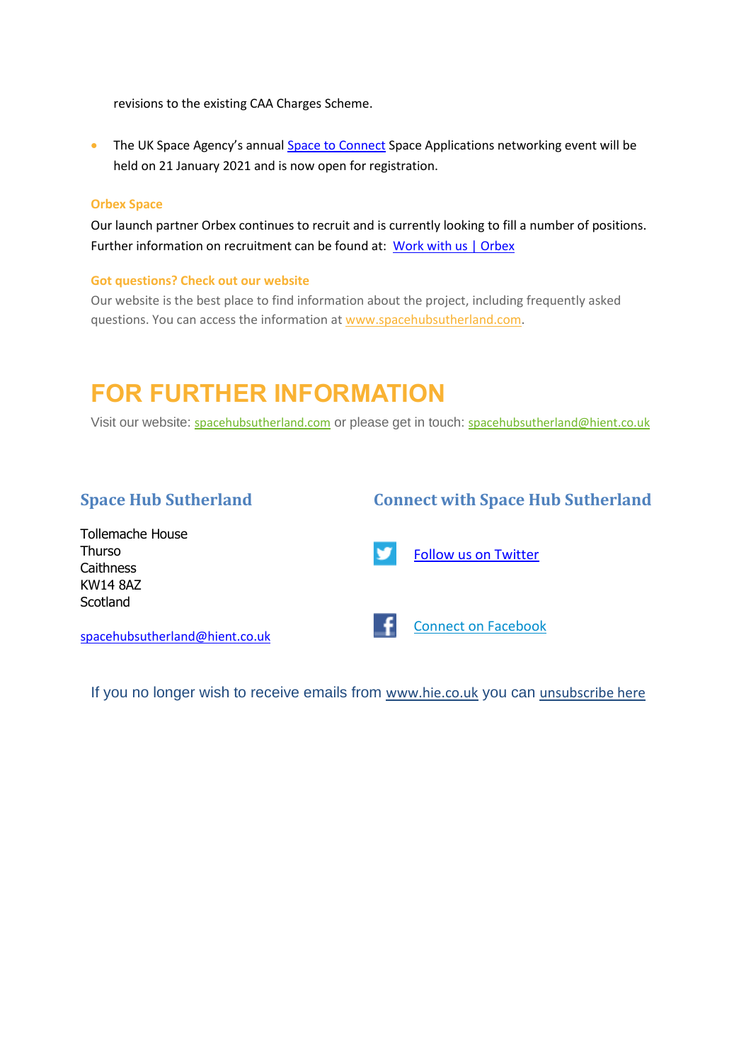revisions to the existing CAA Charges Scheme.

- The UK Space Agency's annual Space to Connect Space Applications networking event will be held on 21 January 2021 and is now open for registration.

**Orbex Space**

Our launch partner Orbex continues to recruit and is currently looking to fill a number of positions. Further information on recruitment can be found at: Work with us | Orbex

**Got questions? Check out our website**

Our website is the best place to find information about the project, including frequently asked questions. You can access the information at www.spacehubsutherland.com.

# FOR FURTHER INFORMATION

Visit our website: spacehubsutherland.com or please get in touch: spacehubsutherland@hient.co.uk

## Space Hub Sutherland

Tollemache House
Thurso
Caithness
KW14 8AZ
Scotland

spacehubsutherland@hient.co.uk

## Connect with Space Hub Sutherland

Follow us on Twitter

Connect on Facebook

If you no longer wish to receive emails from www.hie.co.uk you can unsubscribe here